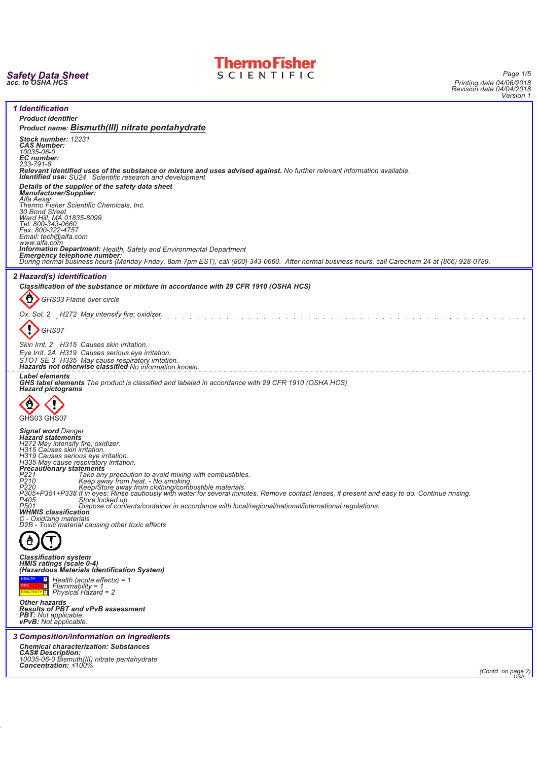# Safety Data Sheet
**acc. to OSHA HCS**

## 1 Identification

**Product identifier**

**Product name: Bismuth(III) nitrate pentahydrate**

**Stock number:** 12231
**CAS Number:**
10035-06-0
**EC number:**
233-791-8
**Relevant identified uses of the substance or mixture and uses advised against.** No further relevant information available.
**Identified use:** SU24 Scientific research and development

**Details of the supplier of the safety data sheet**
**Manufacturer/Supplier:**
Alfa Aesar
Thermo Fisher Scientific Chemicals, Inc.
30 Bond Street
Ward Hill, MA 01835-8099
Tel: 800-343-0660
Fax: 800-322-4757
Email: tech@alfa.com
www.alfa.com
**Information Department:** Health, Safety and Environmental Department
**Emergency telephone number:**
During normal business hours (Monday-Friday, 8am-7pm EST), call (800) 343-0660. After normal business hours, call Carechem 24 at (866) 928-0789.

## 2 Hazard(s) identification

**Classification of the substance or mixture in accordance with 29 CFR 1910 (OSHA HCS)**

GHS03 Flame over circle

Ox. Sol. 2 H272 May intensify fire; oxidizer.

GHS07

Skin Irrit. 2 H315 Causes skin irritation.
Eye Irrit. 2A H319 Causes serious eye irritation.
STOT SE 3 H335 May cause respiratory irritation.
**Hazards not otherwise classified** No information known.

**Label elements**
**GHS label elements** The product is classified and labeled in accordance with 29 CFR 1910 (OSHA HCS)
**Hazard pictograms**

GHS03 GHS07

**Signal word** Danger
**Hazard statements**
H272 May intensify fire; oxidizer.
H315 Causes skin irritation.
H319 Causes serious eye irritation.
H335 May cause respiratory irritation.
**Precautionary statements**
P221 Take any precaution to avoid mixing with combustibles.
P210 Keep away from heat. - No smoking.
P220 Keep/Store away from clothing/combustible materials.
P305+P351+P338 If in eyes: Rinse cautiously with water for several minutes. Remove contact lenses, if present and easy to do. Continue rinsing.
P405 Store locked up.
P501 Dispose of contents/container in accordance with local/regional/national/international regulations.
**WHMIS classification**
C - Oxidizing materials
D2B - Toxic material causing other toxic effects

**Classification system**
**HMIS ratings (scale 0-4)**
**(Hazardous Materials Identification System)**

| | | |
|---|---|---|
| HEALTH | 1 | Health (acute effects) = 1 |
| FIRE | 1 | Flammability = 1 |
| REACTIVITY | 2 | Physical Hazard = 2 |

**Other hazards**
**Results of PBT and vPvB assessment**
**PBT:** Not applicable.
**vPvB:** Not applicable.

## 3 Composition/information on ingredients

**Chemical characterization: Substances**
**CAS# Description:**
10035-06-0 Bismuth(III) nitrate pentahydrate
**Concentration:** ≤100%

(Contd. on page 2)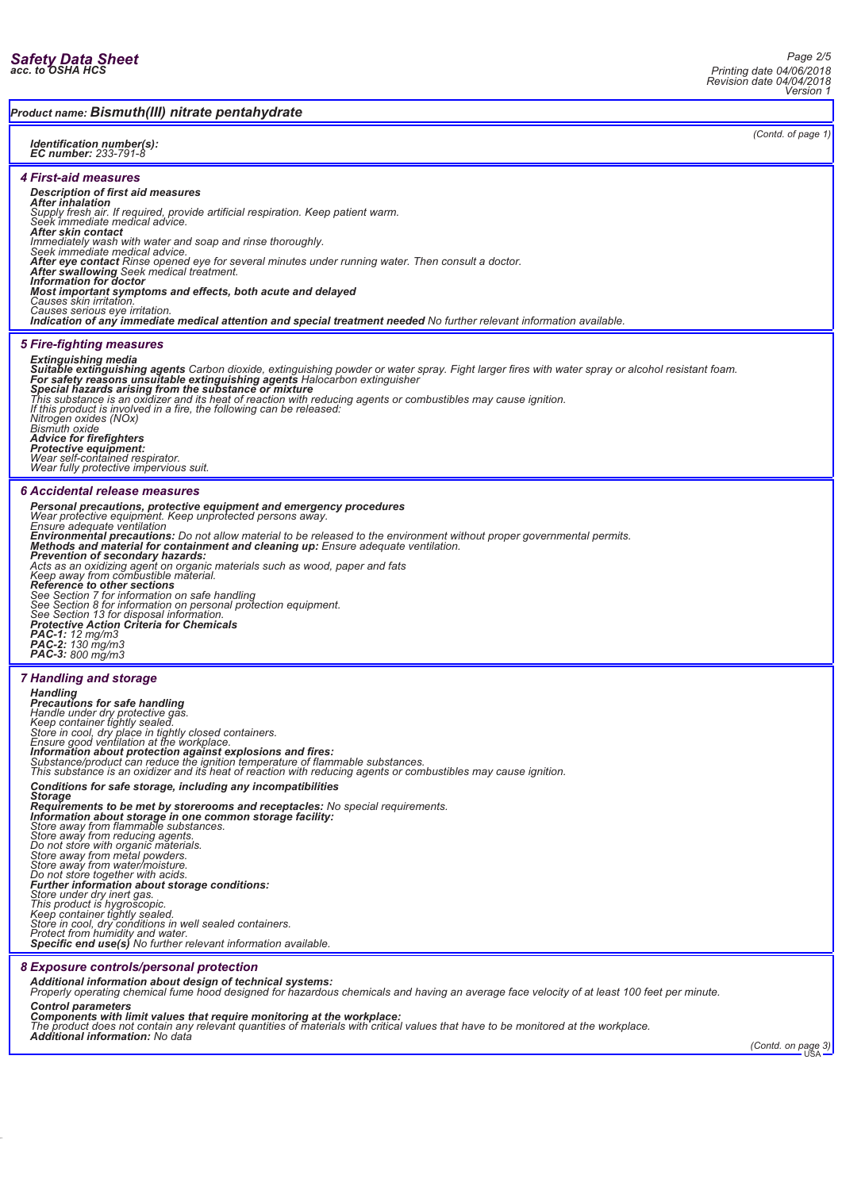## Product name: Bismuth(III) nitrate pentahydrate

(Contd. of page 1)

***Identification number(s):***
***EC number:*** *233-791-8*

## 4 First-aid measures

***Description of first aid measures***
***After inhalation***
*Supply fresh air. If required, provide artificial respiration. Keep patient warm.*
*Seek immediate medical advice.*
***After skin contact***
*Immediately wash with water and soap and rinse thoroughly.*
*Seek immediate medical advice.*
***After eye contact*** *Rinse opened eye for several minutes under running water. Then consult a doctor.*
***After swallowing*** *Seek medical treatment.*
***Information for doctor***
***Most important symptoms and effects, both acute and delayed***
*Causes skin irritation.*
*Causes serious eye irritation.*
***Indication of any immediate medical attention and special treatment needed*** *No further relevant information available.*

## 5 Fire-fighting measures

***Extinguishing media***
***Suitable extinguishing agents*** *Carbon dioxide, extinguishing powder or water spray. Fight larger fires with water spray or alcohol resistant foam.*
***For safety reasons unsuitable extinguishing agents*** *Halocarbon extinguisher*
***Special hazards arising from the substance or mixture***
*This substance is an oxidizer and its heat of reaction with reducing agents or combustibles may cause ignition.*
*If this product is involved in a fire, the following can be released:*
*Nitrogen oxides (NOx)*
*Bismuth oxide*
***Advice for firefighters***
***Protective equipment:***
*Wear self-contained respirator.*
*Wear fully protective impervious suit.*

## 6 Accidental release measures

***Personal precautions, protective equipment and emergency procedures***
*Wear protective equipment. Keep unprotected persons away.*
*Ensure adequate ventilation*
***Environmental precautions:*** *Do not allow material to be released to the environment without proper governmental permits.*
***Methods and material for containment and cleaning up:*** *Ensure adequate ventilation.*
***Prevention of secondary hazards:***
*Acts as an oxidizing agent on organic materials such as wood, paper and fats*
*Keep away from combustible material.*
***Reference to other sections***
*See Section 7 for information on safe handling*
*See Section 8 for information on personal protection equipment.*
*See Section 13 for disposal information.*
***Protective Action Criteria for Chemicals***
***PAC-1:*** *12 mg/m3*
***PAC-2:*** *130 mg/m3*
***PAC-3:*** *800 mg/m3*

## 7 Handling and storage

***Handling***
***Precautions for safe handling***
*Handle under dry protective gas.*
*Keep container tightly sealed.*
*Store in cool, dry place in tightly closed containers.*
*Ensure good ventilation at the workplace.*
***Information about protection against explosions and fires:***
*Substance/product can reduce the ignition temperature of flammable substances.*
*This substance is an oxidizer and its heat of reaction with reducing agents or combustibles may cause ignition.*

***Conditions for safe storage, including any incompatibilities***
***Storage***
***Requirements to be met by storerooms and receptacles:*** *No special requirements.*
***Information about storage in one common storage facility:***
*Store away from flammable substances.*
*Store away from reducing agents.*
*Do not store with organic materials.*
*Store away from metal powders.*
*Store away from water/moisture.*
*Do not store together with acids.*
***Further information about storage conditions:***
*Store under dry inert gas.*
*This product is hygroscopic.*
*Keep container tightly sealed.*
*Store in cool, dry conditions in well sealed containers.*
*Protect from humidity and water.*
***Specific end use(s)*** *No further relevant information available.*

## 8 Exposure controls/personal protection

***Additional information about design of technical systems:***
*Properly operating chemical fume hood designed for hazardous chemicals and having an average face velocity of at least 100 feet per minute.*

***Control parameters***
***Components with limit values that require monitoring at the workplace:***
*The product does not contain any relevant quantities of materials with critical values that have to be monitored at the workplace.*
***Additional information:*** *No data*

(Contd. on page 3)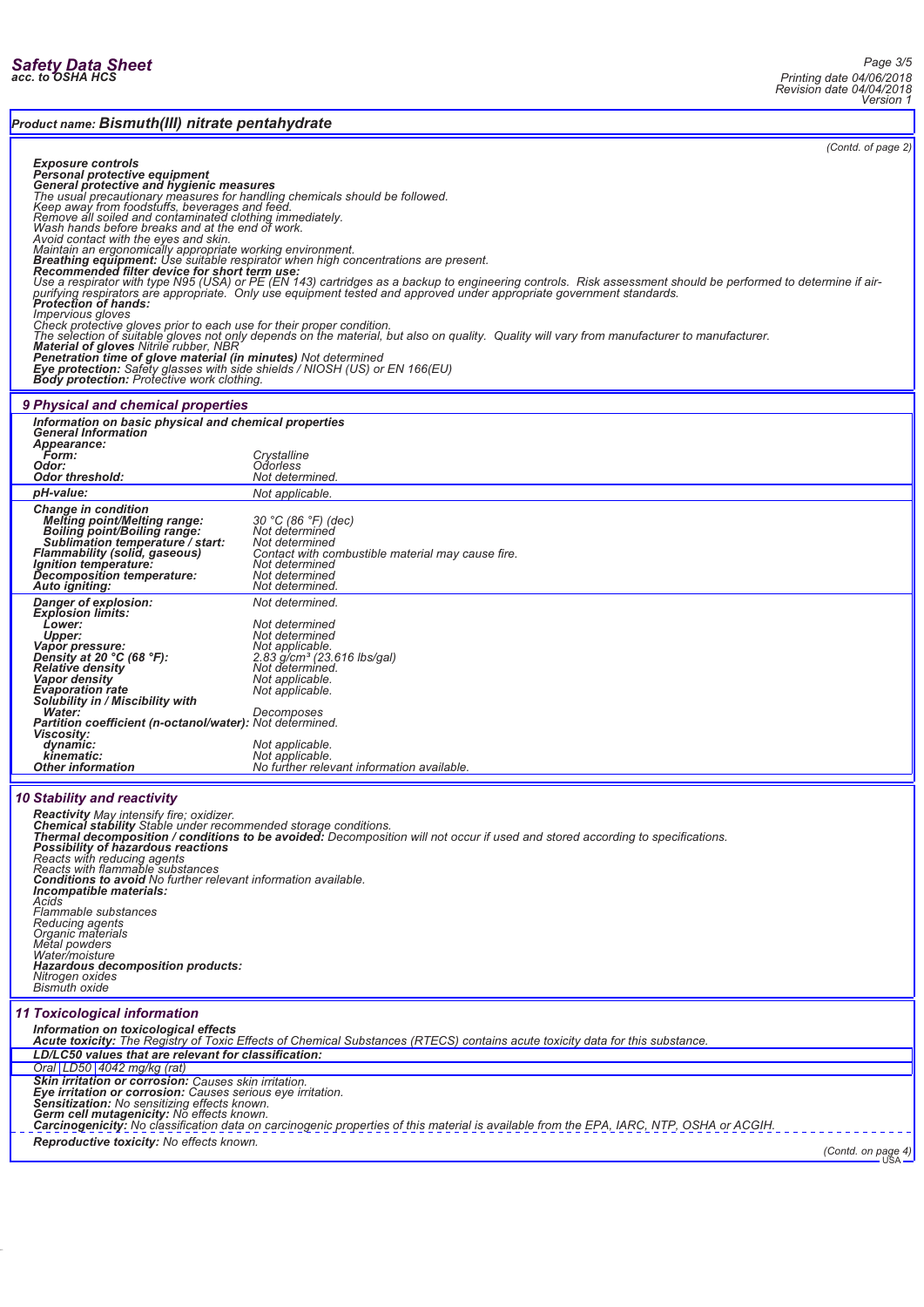**Product name: Bismuth(III) nitrate pentahydrate**

(Contd. of page 2)

***Exposure controls***
***Personal protective equipment***
***General protective and hygienic measures***
*The usual precautionary measures for handling chemicals should be followed.*
*Keep away from foodstuffs, beverages and feed.*
*Remove all soiled and contaminated clothing immediately.*
*Wash hands before breaks and at the end of work.*
*Avoid contact with the eyes and skin.*
*Maintain an ergonomically appropriate working environment.*
***Breathing equipment:*** *Use suitable respirator when high concentrations are present.*
***Recommended filter device for short term use:***
*Use a respirator with type N95 (USA) or PE (EN 143) cartridges as a backup to engineering controls. Risk assessment should be performed to determine if air-purifying respirators are appropriate. Only use equipment tested and approved under appropriate government standards.*
***Protection of hands:***
*Impervious gloves*
*Check protective gloves prior to each use for their proper condition.*
*The selection of suitable gloves not only depends on the material, but also on quality. Quality will vary from manufacturer to manufacturer.*
***Material of gloves*** *Nitrile rubber, NBR*
***Penetration time of glove material (in minutes)*** *Not determined*
***Eye protection:*** *Safety glasses with side shields / NIOSH (US) or EN 166(EU)*
***Body protection:*** *Protective work clothing.*

## 9 Physical and chemical properties

***Information on basic physical and chemical properties***
***General Information***

| | |
|---|---|
| **Appearance:** | |
| **Form:** | Crystalline |
| **Odor:** | Odorless |
| **Odor threshold:** | Not determined. |
| **pH-value:** | Not applicable. |
| **Change in condition** | |
| **Melting point/Melting range:** | 30 °C (86 °F) (dec) |
| **Boiling point/Boiling range:** | Not determined |
| **Sublimation temperature / start:** | Not determined |
| **Flammability (solid, gaseous)** | Contact with combustible material may cause fire. |
| **Ignition temperature:** | Not determined |
| **Decomposition temperature:** | Not determined |
| **Auto igniting:** | Not determined. |
| **Danger of explosion:** | Not determined. |
| **Explosion limits:** | |
| **Lower:** | Not determined |
| **Upper:** | Not determined |
| **Vapor pressure:** | Not applicable. |
| **Density at 20 °C (68 °F):** | 2.83 g/cm³ (23.616 lbs/gal) |
| **Relative density** | Not determined. |
| **Vapor density** | Not applicable. |
| **Evaporation rate** | Not applicable. |
| **Solubility in / Miscibility with** | |
| **Water:** | Decomposes |
| **Partition coefficient (n-octanol/water):** | Not determined. |
| **Viscosity:** | |
| **dynamic:** | Not applicable. |
| **kinematic:** | Not applicable. |
| **Other information** | No further relevant information available. |

## 10 Stability and reactivity

***Reactivity*** *May intensify fire; oxidizer.*
***Chemical stability*** *Stable under recommended storage conditions.*
***Thermal decomposition / conditions to be avoided:*** *Decomposition will not occur if used and stored according to specifications.*
***Possibility of hazardous reactions***
*Reacts with reducing agents*
*Reacts with flammable substances*
***Conditions to avoid*** *No further relevant information available.*
***Incompatible materials:***
*Acids*
*Flammable substances*
*Reducing agents*
*Organic materials*
*Metal powders*
*Water/moisture*
***Hazardous decomposition products:***
*Nitrogen oxides*
*Bismuth oxide*

## 11 Toxicological information

***Information on toxicological effects***
***Acute toxicity:*** *The Registry of Toxic Effects of Chemical Substances (RTECS) contains acute toxicity data for this substance.*

***LD/LC50 values that are relevant for classification:***

| | | |
|---|---|---|
| Oral | LD50 | 4042 mg/kg (rat) |

***Skin irritation or corrosion:*** *Causes skin irritation.*
***Eye irritation or corrosion:*** *Causes serious eye irritation.*
***Sensitization:*** *No sensitizing effects known.*
***Germ cell mutagenicity:*** *No effects known.*
***Carcinogenicity:*** *No classification data on carcinogenic properties of this material is available from the EPA, IARC, NTP, OSHA or ACGIH.*
***Reproductive toxicity:*** *No effects known.*

(Contd. on page 4)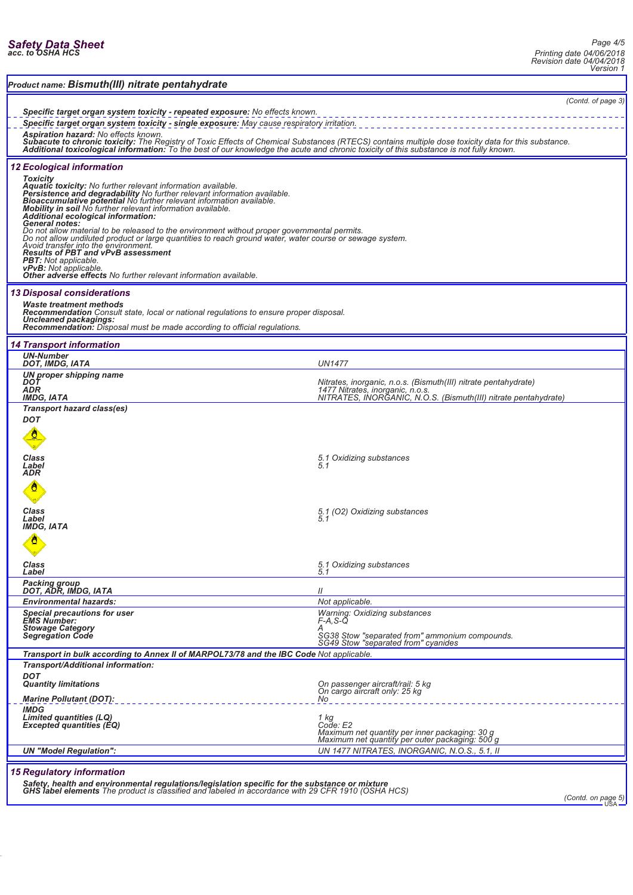**Product name: Bismuth(III) nitrate pentahydrate**

(Contd. of page 3)

**Specific target organ system toxicity - repeated exposure:** No effects known.

**Specific target organ system toxicity - single exposure:** May cause respiratory irritation.

**Aspiration hazard:** No effects known.
**Subacute to chronic toxicity:** The Registry of Toxic Effects of Chemical Substances (RTECS) contains multiple dose toxicity data for this substance.
**Additional toxicological information:** To the best of our knowledge the acute and chronic toxicity of this substance is not fully known.

## 12 Ecological information

**Toxicity**
**Aquatic toxicity:** No further relevant information available.
**Persistence and degradability** No further relevant information available.
**Bioaccumulative potential** No further relevant information available.
**Mobility in soil** No further relevant information available.
**Additional ecological information:**
**General notes:**
Do not allow material to be released to the environment without proper governmental permits.
Do not allow undiluted product or large quantities to reach ground water, water course or sewage system.
Avoid transfer into the environment.
**Results of PBT and vPvB assessment**
**PBT:** Not applicable.
**vPvB:** Not applicable.
**Other adverse effects** No further relevant information available.

## 13 Disposal considerations

**Waste treatment methods**
**Recommendation** Consult state, local or national regulations to ensure proper disposal.
**Uncleaned packagings:**
**Recommendation:** Disposal must be made according to official regulations.

## 14 Transport information

| | |
|---|---|
| **UN-Number**<br>**DOT, IMDG, IATA** | UN1477 |
| **UN proper shipping name**<br>**DOT**<br>**ADR**<br>**IMDG, IATA** | <br>Nitrates, inorganic, n.o.s. (Bismuth(III) nitrate pentahydrate)<br>1477 Nitrates, inorganic, n.o.s.<br>NITRATES, INORGANIC, N.O.S. (Bismuth(III) nitrate pentahydrate) |
| **Transport hazard class(es)** | |
| **DOT** | |
| **Class**<br>**Label** | 5.1 Oxidizing substances<br>5.1 |
| **ADR** | |
| **Class**<br>**Label** | 5.1 (O2) Oxidizing substances<br>5.1 |
| **IMDG, IATA** | |
| **Class**<br>**Label** | 5.1 Oxidizing substances<br>5.1 |
| **Packing group**<br>**DOT, ADR, IMDG, IATA** | <br>II |
| **Environmental hazards:** | Not applicable. |
| **Special precautions for user**<br>**EMS Number:**<br>**Stowage Category**<br>**Segregation Code** | Warning: Oxidizing substances<br>F-A,S-Q<br>A<br>SG38 Stow "separated from" ammonium compounds.<br>SG49 Stow "separated from" cyanides |
| **Transport in bulk according to Annex II of MARPOL73/78 and the IBC Code** | Not applicable. |
| **Transport/Additional information:** | |
| **DOT**<br>**Quantity limitations** | <br>On passenger aircraft/rail: 5 kg<br>On cargo aircraft only: 25 kg |
| **Marine Pollutant (DOT):** | No |
| **IMDG**<br>**Limited quantities (LQ)**<br>**Excepted quantities (EQ)** | <br>1 kg<br>Code: E2<br>Maximum net quantity per inner packaging: 30 g<br>Maximum net quantity per outer packaging: 500 g |
| **UN "Model Regulation":** | UN 1477 NITRATES, INORGANIC, N.O.S., 5.1, II |

## 15 Regulatory information

**Safety, health and environmental regulations/legislation specific for the substance or mixture**
**GHS label elements** The product is classified and labeled in accordance with 29 CFR 1910 (OSHA HCS)

(Contd. on page 5)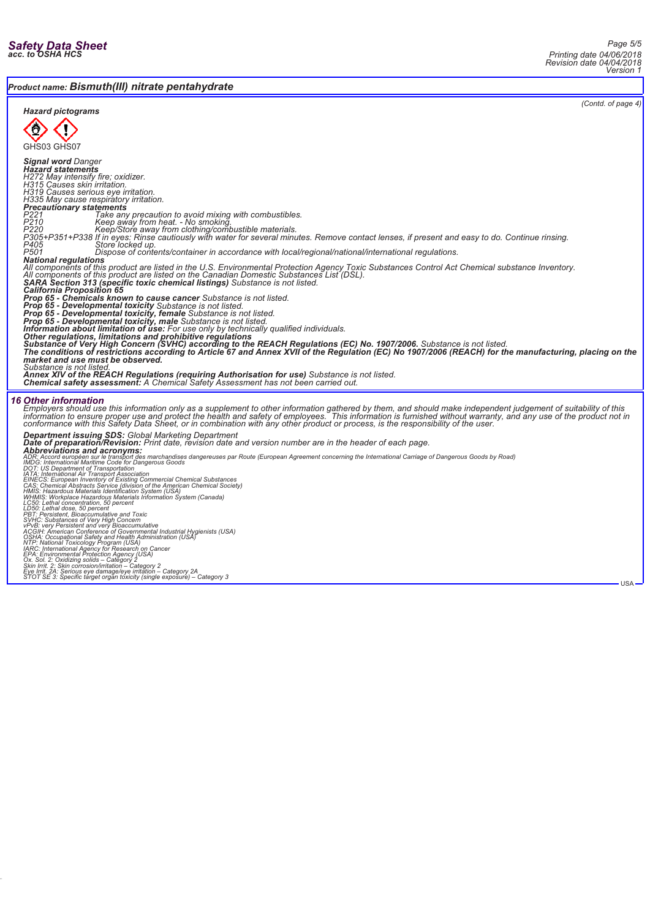**Product name: Bismuth(III) nitrate pentahydrate**

(Contd. of page 4)

***Hazard pictograms***

GHS03 GHS07

***Signal word*** *Danger*

***Hazard statements***

*H272 May intensify fire; oxidizer.*
*H315 Causes skin irritation.*
*H319 Causes serious eye irritation.*
*H335 May cause respiratory irritation.*

***Precautionary statements***

*P221 Take any precaution to avoid mixing with combustibles.*
*P210 Keep away from heat. - No smoking.*
*P220 Keep/Store away from clothing/combustible materials.*
*P305+P351+P338 If in eyes: Rinse cautiously with water for several minutes. Remove contact lenses, if present and easy to do. Continue rinsing.*
*P405 Store locked up.*
*P501 Dispose of contents/container in accordance with local/regional/national/international regulations.*

***National regulations***

*All components of this product are listed in the U.S. Environmental Protection Agency Toxic Substances Control Act Chemical substance Inventory.*
*All components of this product are listed on the Canadian Domestic Substances List (DSL).*

***SARA Section 313 (specific toxic chemical listings)*** *Substance is not listed.*

***California Proposition 65***

***Prop 65 - Chemicals known to cause cancer*** *Substance is not listed.*
***Prop 65 - Developmental toxicity*** *Substance is not listed.*
***Prop 65 - Developmental toxicity, female*** *Substance is not listed.*
***Prop 65 - Developmental toxicity, male*** *Substance is not listed.*
***Information about limitation of use:*** *For use only by technically qualified individuals.*

***Other regulations, limitations and prohibitive regulations***

***Substance of Very High Concern (SVHC) according to the REACH Regulations (EC) No. 1907/2006.*** *Substance is not listed.*

***The conditions of restrictions according to Article 67 and Annex XVII of the Regulation (EC) No 1907/2006 (REACH) for the manufacturing, placing on the market and use must be observed.***

*Substance is not listed.*

***Annex XIV of the REACH Regulations (requiring Authorisation for use)*** *Substance is not listed.*

***Chemical safety assessment:*** *A Chemical Safety Assessment has not been carried out.*

## 16 Other information

*Employers should use this information only as a supplement to other information gathered by them, and should make independent judgement of suitability of this information to ensure proper use and protect the health and safety of employees. This information is furnished without warranty, and any use of the product not in conformance with this Safety Data Sheet, or in combination with any other product or process, is the responsibility of the user.*

***Department issuing SDS:*** *Global Marketing Department*

***Date of preparation/Revision:*** *Print date, revision date and version number are in the header of each page.*

***Abbreviations and acronyms:***

*ADR: Accord européen sur le transport des marchandises dangereuses par Route (European Agreement concerning the International Carriage of Dangerous Goods by Road)*
*IMDG: International Maritime Code for Dangerous Goods*
*DOT: US Department of Transportation*
*IATA: International Air Transport Association*
*EINECS: European Inventory of Existing Commercial Chemical Substances*
*CAS: Chemical Abstracts Service (division of the American Chemical Society)*
*HMIS: Hazardous Materials Identification System (USA)*
*WHMIS: Workplace Hazardous Materials Information System (Canada)*
*LC50: Lethal concentration, 50 percent*
*LD50: Lethal dose, 50 percent*
*PBT: Persistent, Bioaccumulative and Toxic*
*SVHC: Substances of Very High Concern*
*vPvB: very Persistent and very Bioaccumulative*
*ACGIH: American Conference of Governmental Industrial Hygienists (USA)*
*OSHA: Occupational Safety and Health Administration (USA)*
*NTP: National Toxicology Program (USA)*
*IARC: International Agency for Research on Cancer*
*EPA: Environmental Protection Agency (USA)*
*Ox. Sol. 2: Oxidizing solids – Category 2*
*Skin Irrit. 2: Skin corrosion/irritation – Category 2*
*Eye Irrit. 2A: Serious eye damage/eye irritation – Category 2A*
*STOT SE 3: Specific target organ toxicity (single exposure) – Category 3*